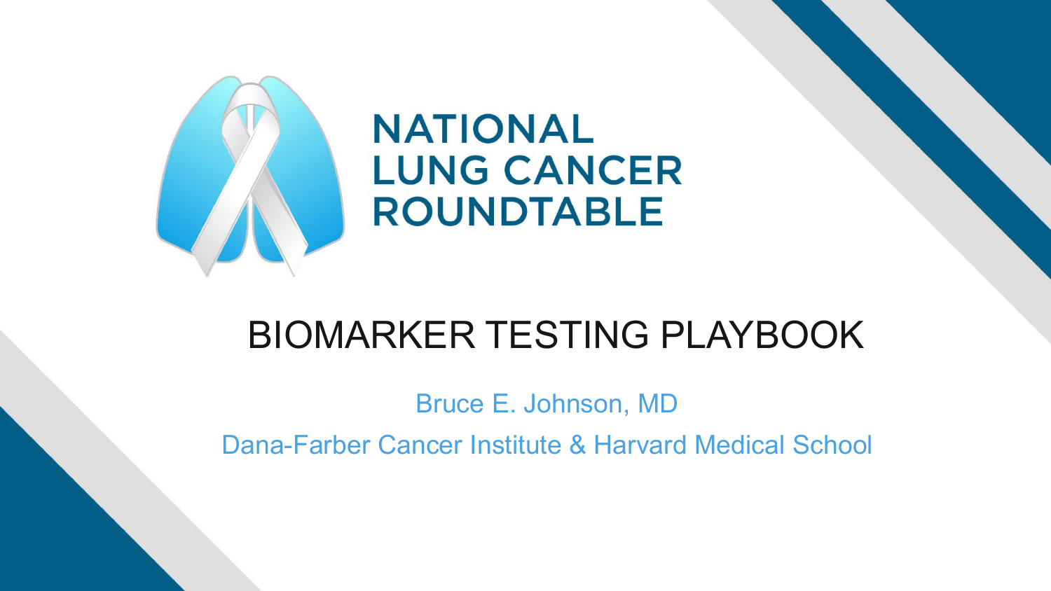# NATIONAL LUNG CANCER ROUNDTABLE

## BIOMARKER TESTING PLAYBOOK

Bruce E. Johnson, MD

Dana-Farber Cancer Institute & Harvard Medical School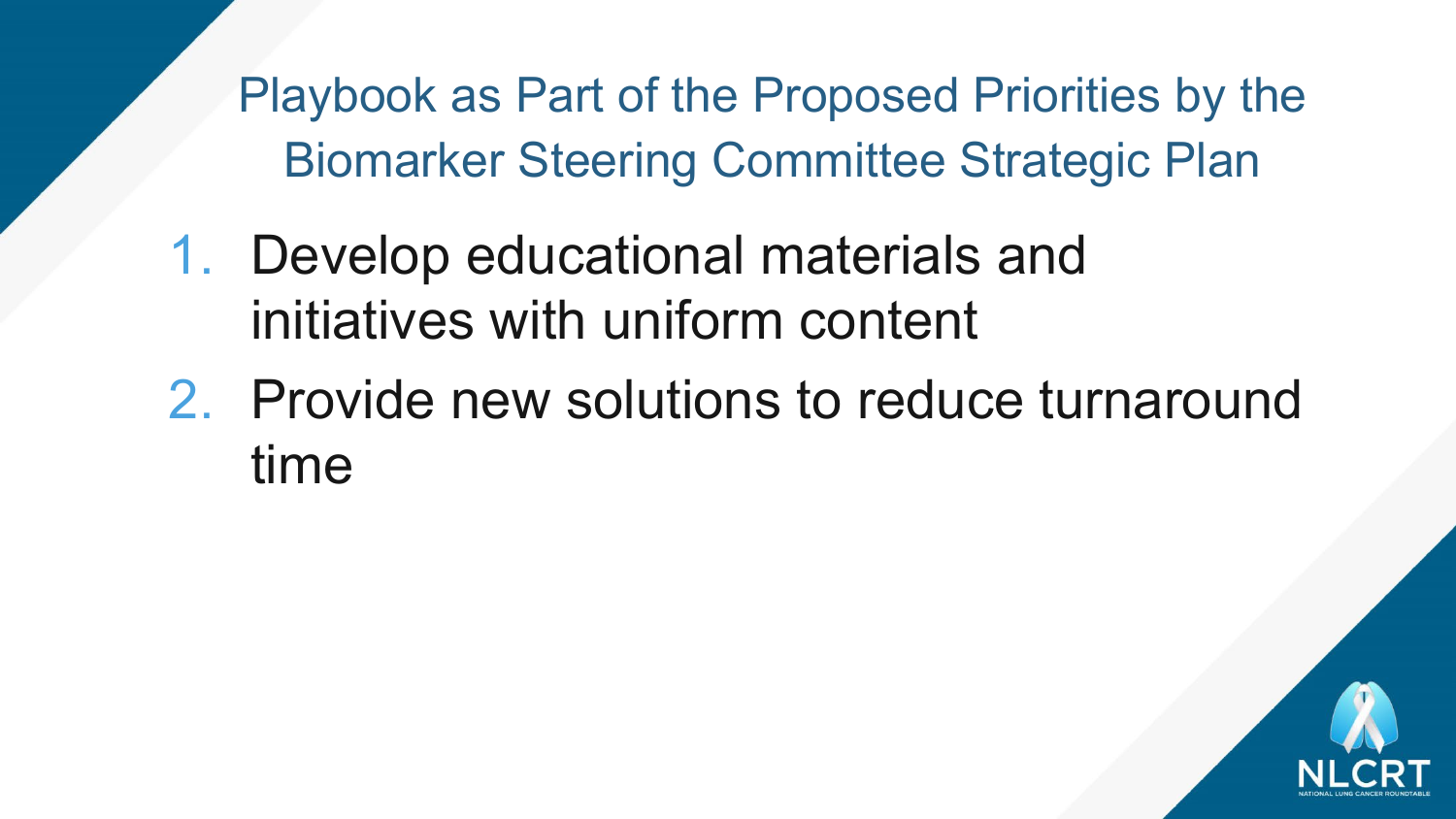# Playbook as Part of the Proposed Priorities by the Biomarker Steering Committee Strategic Plan

1. Develop educational materials and initiatives with uniform content
2. Provide new solutions to reduce turnaround time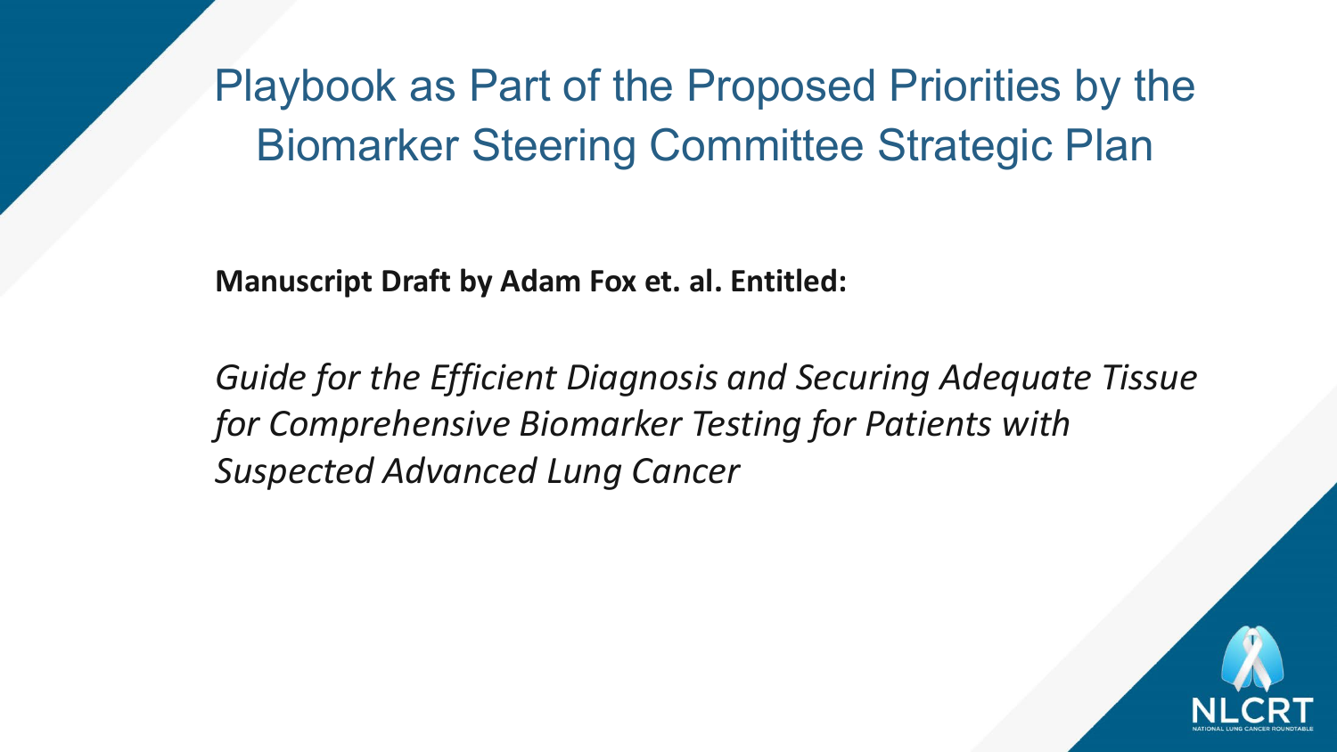# Playbook as Part of the Proposed Priorities by the Biomarker Steering Committee Strategic Plan

**Manuscript Draft by Adam Fox et. al. Entitled:**

*Guide for the Efficient Diagnosis and Securing Adequate Tissue for Comprehensive Biomarker Testing for Patients with Suspected Advanced Lung Cancer*

NLCRT

NATIONAL LUNG CANCER ROUNDTABLE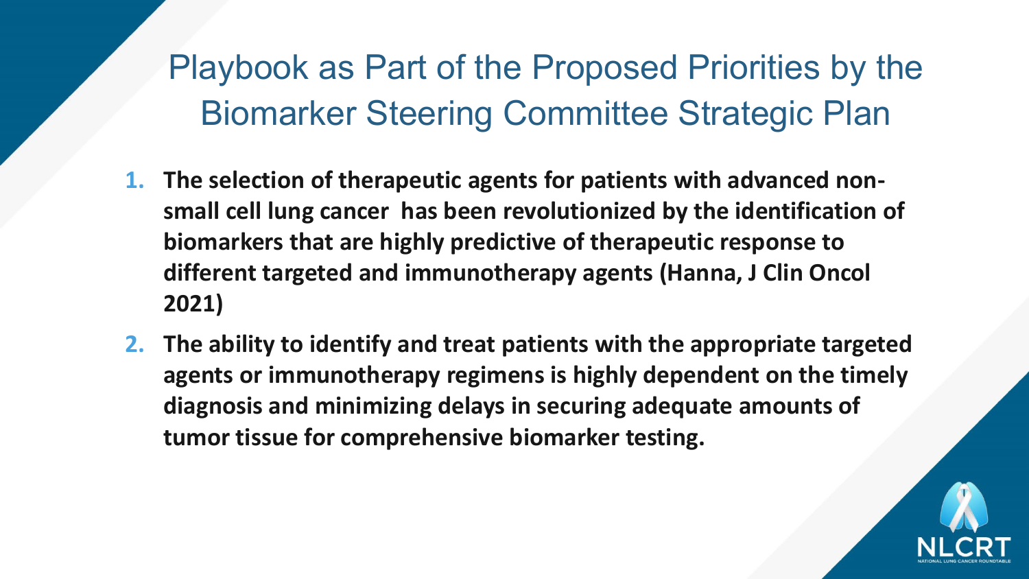# Playbook as Part of the Proposed Priorities by the Biomarker Steering Committee Strategic Plan

1. **The selection of therapeutic agents for patients with advanced non-small cell lung cancer has been revolutionized by the identification of biomarkers that are highly predictive of therapeutic response to different targeted and immunotherapy agents (Hanna, J Clin Oncol 2021)**
2. **The ability to identify and treat patients with the appropriate targeted agents or immunotherapy regimens is highly dependent on the timely diagnosis and minimizing delays in securing adequate amounts of tumor tissue for comprehensive biomarker testing.**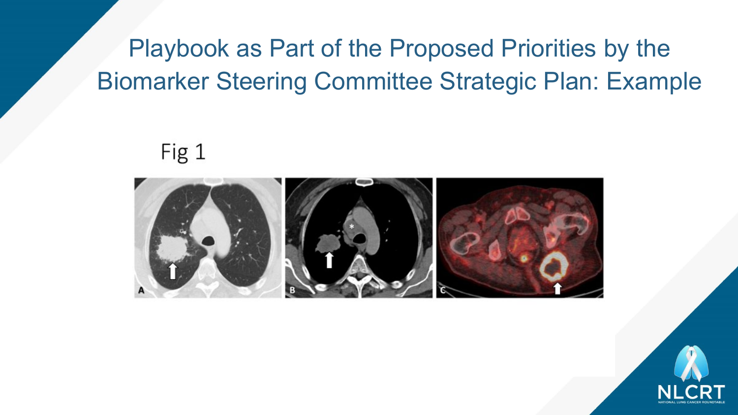# Playbook as Part of the Proposed Priorities by the Biomarker Steering Committee Strategic Plan: Example

Fig 1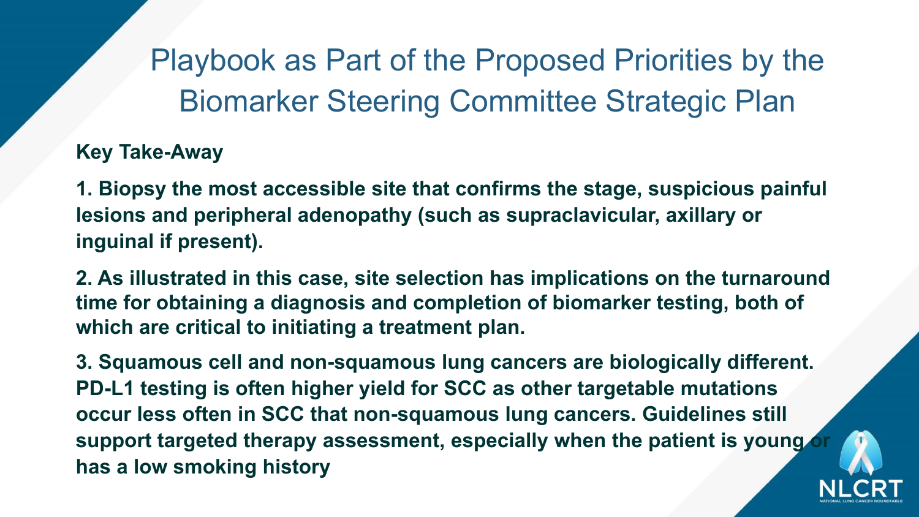# Playbook as Part of the Proposed Priorities by the Biomarker Steering Committee Strategic Plan

**Key Take-Away**

**1. Biopsy the most accessible site that confirms the stage, suspicious painful lesions and peripheral adenopathy (such as supraclavicular, axillary or inguinal if present).**

**2. As illustrated in this case, site selection has implications on the turnaround time for obtaining a diagnosis and completion of biomarker testing, both of which are critical to initiating a treatment plan.**

**3. Squamous cell and non-squamous lung cancers are biologically different. PD-L1 testing is often higher yield for SCC as other targetable mutations occur less often in SCC that non-squamous lung cancers. Guidelines still support targeted therapy assessment, especially when the patient is young or has a low smoking history**

NLCRT

NATIONAL LUNG CANCER ROUNDTABLE